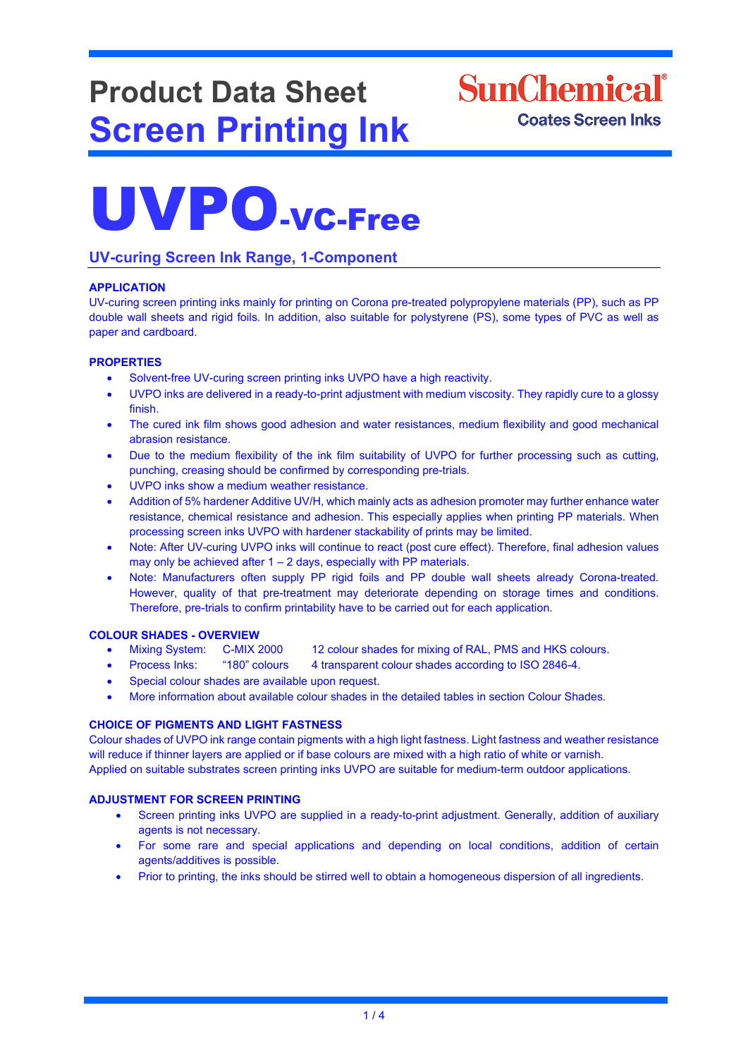# Product Data Sheet

## Screen Printing Ink

SunChemical
Coates Screen Inks

# UVPO-VC-Free

## UV-curing Screen Ink Range, 1-Component

### APPLICATION

UV-curing screen printing inks mainly for printing on Corona pre-treated polypropylene materials (PP), such as PP double wall sheets and rigid foils. In addition, also suitable for polystyrene (PS), some types of PVC as well as paper and cardboard.

### PROPERTIES

- Solvent-free UV-curing screen printing inks UVPO have a high reactivity.
- UVPO inks are delivered in a ready-to-print adjustment with medium viscosity. They rapidly cure to a glossy finish.
- The cured ink film shows good adhesion and water resistances, medium flexibility and good mechanical abrasion resistance.
- Due to the medium flexibility of the ink film suitability of UVPO for further processing such as cutting, punching, creasing should be confirmed by corresponding pre-trials.
- UVPO inks show a medium weather resistance.
- Addition of 5% hardener Additive UV/H, which mainly acts as adhesion promoter may further enhance water resistance, chemical resistance and adhesion. This especially applies when printing PP materials. When processing screen inks UVPO with hardener stackability of prints may be limited.
- Note: After UV-curing UVPO inks will continue to react (post cure effect). Therefore, final adhesion values may only be achieved after 1 – 2 days, especially with PP materials.
- Note: Manufacturers often supply PP rigid foils and PP double wall sheets already Corona-treated. However, quality of that pre-treatment may deteriorate depending on storage times and conditions. Therefore, pre-trials to confirm printability have to be carried out for each application.

### COLOUR SHADES - OVERVIEW

- Mixing System: C-MIX 2000 12 colour shades for mixing of RAL, PMS and HKS colours.
- Process Inks: "180" colours 4 transparent colour shades according to ISO 2846-4.
- Special colour shades are available upon request.
- More information about available colour shades in the detailed tables in section Colour Shades.

### CHOICE OF PIGMENTS AND LIGHT FASTNESS

Colour shades of UVPO ink range contain pigments with a high light fastness. Light fastness and weather resistance will reduce if thinner layers are applied or if base colours are mixed with a high ratio of white or varnish.
Applied on suitable substrates screen printing inks UVPO are suitable for medium-term outdoor applications.

### ADJUSTMENT FOR SCREEN PRINTING

- Screen printing inks UVPO are supplied in a ready-to-print adjustment. Generally, addition of auxiliary agents is not necessary.
- For some rare and special applications and depending on local conditions, addition of certain agents/additives is possible.
- Prior to printing, the inks should be stirred well to obtain a homogeneous dispersion of all ingredients.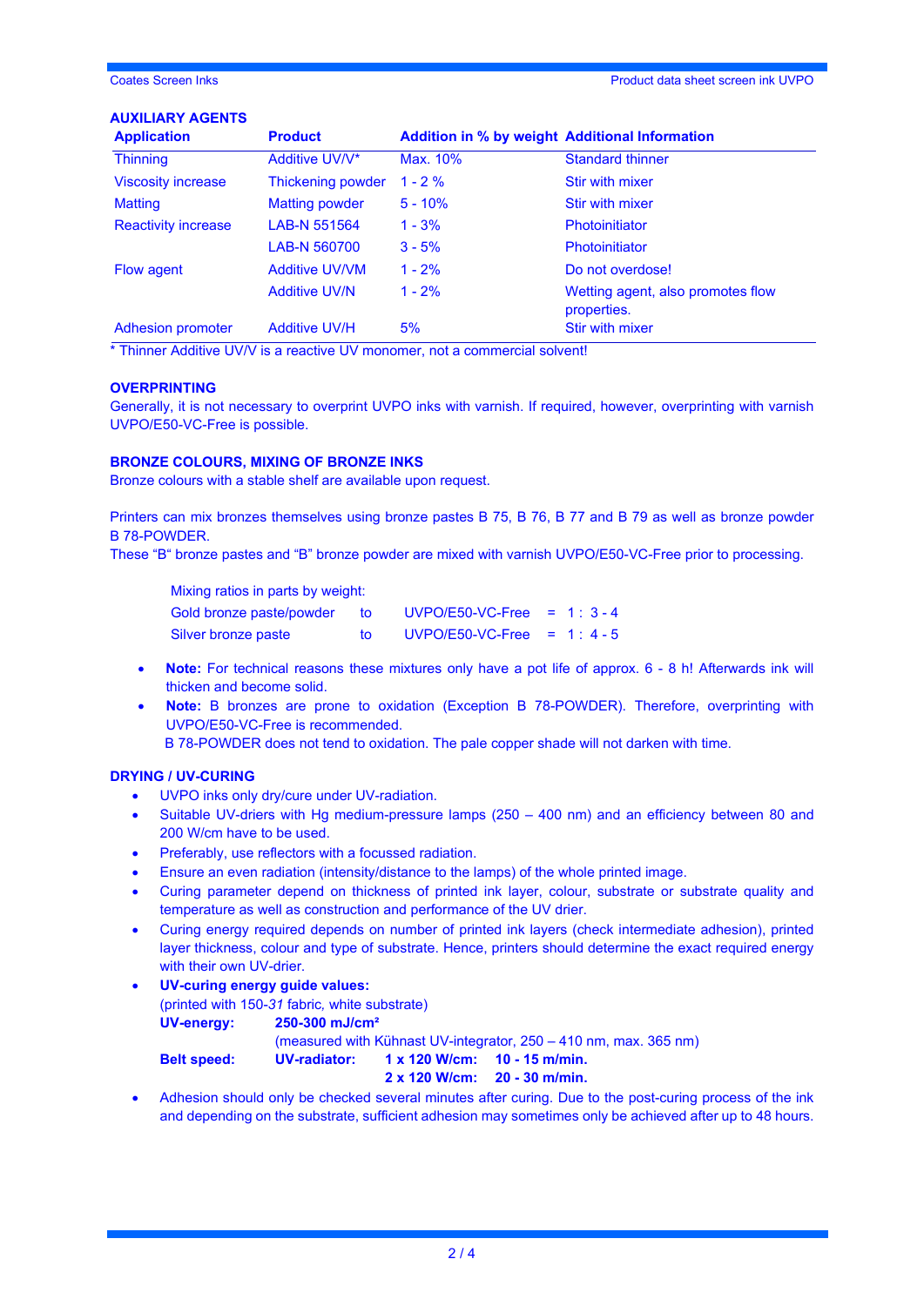## AUXILIARY AGENTS

| Application | Product | Addition in % by weight | Additional Information |
|---|---|---|---|
| Thinning | Additive UV/V* | Max. 10% | Standard thinner |
| Viscosity increase | Thickening powder | 1 - 2 % | Stir with mixer |
| Matting | Matting powder | 5 - 10% | Stir with mixer |
| Reactivity increase | LAB-N 551564 | 1 - 3% | Photoinitiator |
| | LAB-N 560700 | 3 - 5% | Photoinitiator |
| Flow agent | Additive UV/VM | 1 - 2% | Do not overdose! |
| | Additive UV/N | 1 - 2% | Wetting agent, also promotes flow properties. |
| Adhesion promoter | Additive UV/H | 5% | Stir with mixer |

* Thinner Additive UV/V is a reactive UV monomer, not a commercial solvent!

## OVERPRINTING

Generally, it is not necessary to overprint UVPO inks with varnish. If required, however, overprinting with varnish UVPO/E50-VC-Free is possible.

## BRONZE COLOURS, MIXING OF BRONZE INKS

Bronze colours with a stable shelf are available upon request.

Printers can mix bronzes themselves using bronze pastes B 75, B 76, B 77 and B 79 as well as bronze powder B 78-POWDER.
These "B" bronze pastes and "B" bronze powder are mixed with varnish UVPO/E50-VC-Free prior to processing.

Mixing ratios in parts by weight:

| | | | | |
|---|---|---|---|---|
| Gold bronze paste/powder | to | UVPO/E50-VC-Free | = | 1 : 3 - 4 |
| Silver bronze paste | to | UVPO/E50-VC-Free | = | 1 : 4 - 5 |

- **Note:** For technical reasons these mixtures only have a pot life of approx. 6 - 8 h! Afterwards ink will thicken and become solid.
- **Note:** B bronzes are prone to oxidation (Exception B 78-POWDER). Therefore, overprinting with UVPO/E50-VC-Free is recommended.
  B 78-POWDER does not tend to oxidation. The pale copper shade will not darken with time.

## DRYING / UV-CURING

- UVPO inks only dry/cure under UV-radiation.
- Suitable UV-driers with Hg medium-pressure lamps (250 – 400 nm) and an efficiency between 80 and 200 W/cm have to be used.
- Preferably, use reflectors with a focussed radiation.
- Ensure an even radiation (intensity/distance to the lamps) of the whole printed image.
- Curing parameter depend on thickness of printed ink layer, colour, substrate or substrate quality and temperature as well as construction and performance of the UV drier.
- Curing energy required depends on number of printed ink layers (check intermediate adhesion), printed layer thickness, colour and type of substrate. Hence, printers should determine the exact required energy with their own UV-drier.
- **UV-curing energy guide values:**
  (printed with 150-*31* fabric, white substrate)
  **UV-energy:** **250-300 mJ/cm²**
  (measured with Kühnast UV-integrator, 250 – 410 nm, max. 365 nm)
  **Belt speed:** **UV-radiator:** **1 x 120 W/cm: 10 - 15 m/min.**
  **2 x 120 W/cm: 20 - 30 m/min.**
- Adhesion should only be checked several minutes after curing. Due to the post-curing process of the ink and depending on the substrate, sufficient adhesion may sometimes only be achieved after up to 48 hours.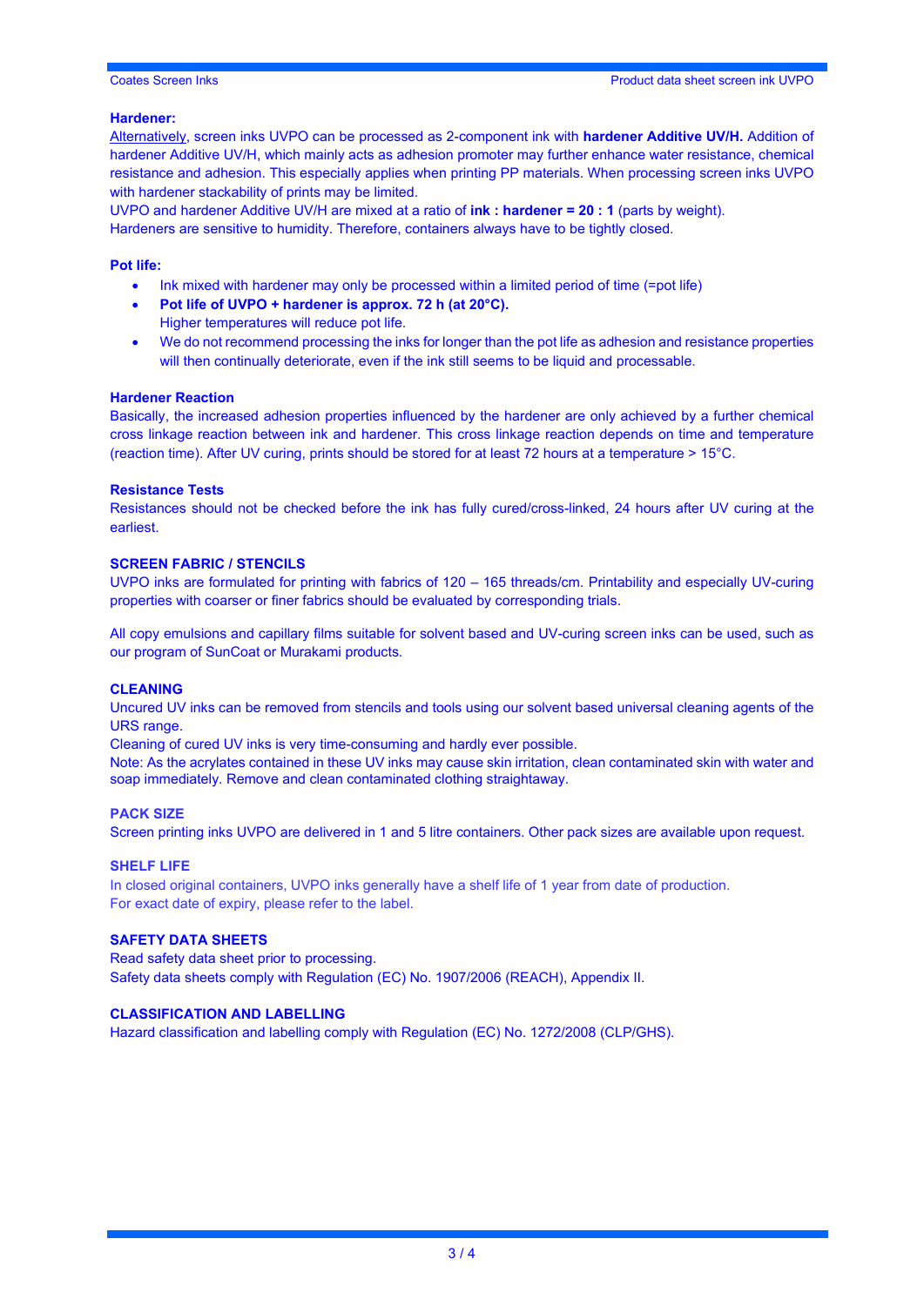**Hardener:**

Alternatively, screen inks UVPO can be processed as 2-component ink with **hardener Additive UV/H.** Addition of hardener Additive UV/H, which mainly acts as adhesion promoter may further enhance water resistance, chemical resistance and adhesion. This especially applies when printing PP materials. When processing screen inks UVPO with hardener stackability of prints may be limited.

UVPO and hardener Additive UV/H are mixed at a ratio of **ink : hardener = 20 : 1** (parts by weight).

Hardeners are sensitive to humidity. Therefore, containers always have to be tightly closed.

**Pot life:**

- Ink mixed with hardener may only be processed within a limited period of time (=pot life)
- **Pot life of UVPO + hardener is approx. 72 h (at 20°C).**
  Higher temperatures will reduce pot life.
- We do not recommend processing the inks for longer than the pot life as adhesion and resistance properties will then continually deteriorate, even if the ink still seems to be liquid and processable.

**Hardener Reaction**

Basically, the increased adhesion properties influenced by the hardener are only achieved by a further chemical cross linkage reaction between ink and hardener. This cross linkage reaction depends on time and temperature (reaction time). After UV curing, prints should be stored for at least 72 hours at a temperature > 15°C.

**Resistance Tests**

Resistances should not be checked before the ink has fully cured/cross-linked, 24 hours after UV curing at the earliest.

## SCREEN FABRIC / STENCILS

UVPO inks are formulated for printing with fabrics of 120 – 165 threads/cm. Printability and especially UV-curing properties with coarser or finer fabrics should be evaluated by corresponding trials.

All copy emulsions and capillary films suitable for solvent based and UV-curing screen inks can be used, such as our program of SunCoat or Murakami products.

## CLEANING

Uncured UV inks can be removed from stencils and tools using our solvent based universal cleaning agents of the URS range.

Cleaning of cured UV inks is very time-consuming and hardly ever possible.

Note: As the acrylates contained in these UV inks may cause skin irritation, clean contaminated skin with water and soap immediately. Remove and clean contaminated clothing straightaway.

## PACK SIZE

Screen printing inks UVPO are delivered in 1 and 5 litre containers. Other pack sizes are available upon request.

## SHELF LIFE

In closed original containers, UVPO inks generally have a shelf life of 1 year from date of production.
For exact date of expiry, please refer to the label.

## SAFETY DATA SHEETS

Read safety data sheet prior to processing.
Safety data sheets comply with Regulation (EC) No. 1907/2006 (REACH), Appendix II.

## CLASSIFICATION AND LABELLING

Hazard classification and labelling comply with Regulation (EC) No. 1272/2008 (CLP/GHS).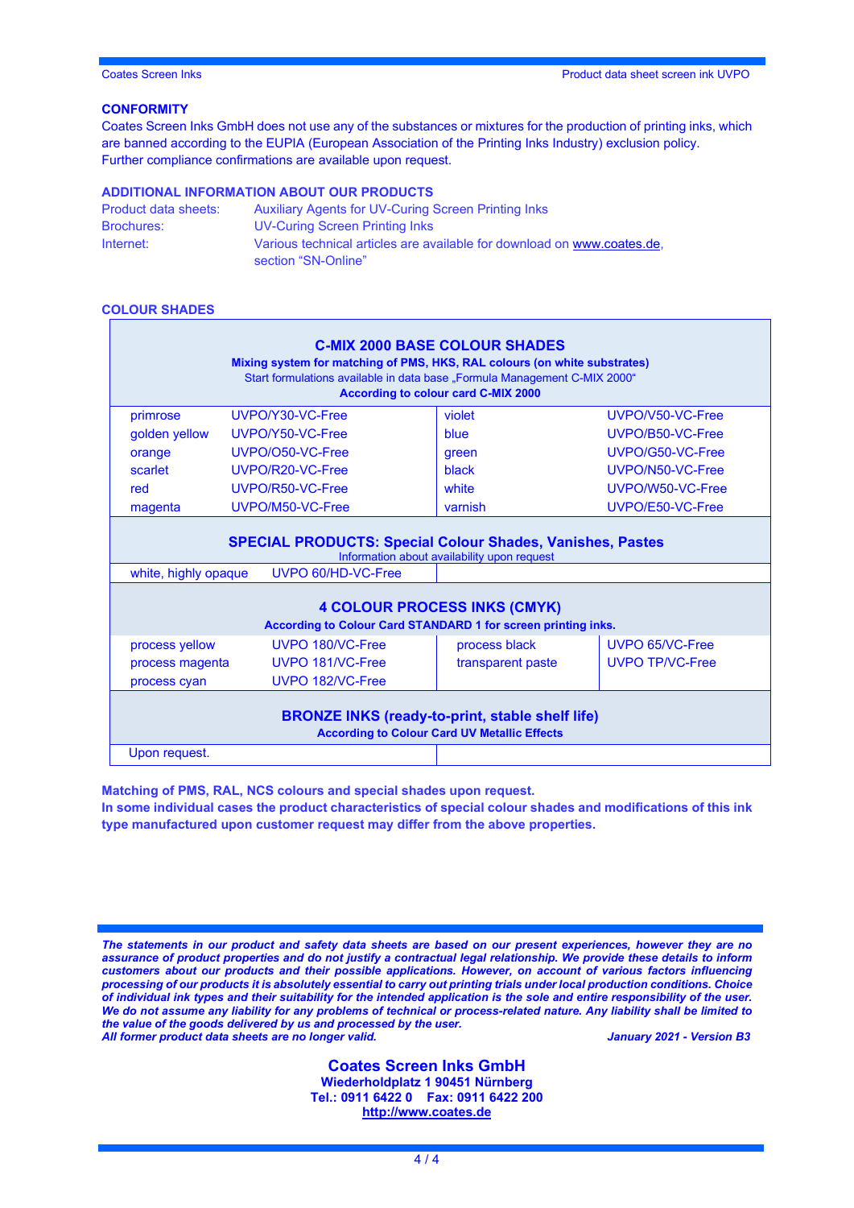**CONFORMITY**

Coates Screen Inks GmbH does not use any of the substances or mixtures for the production of printing inks, which are banned according to the EUPIA (European Association of the Printing Inks Industry) exclusion policy.
Further compliance confirmations are available upon request.

**ADDITIONAL INFORMATION ABOUT OUR PRODUCTS**

| | |
|---|---|
| Product data sheets: | Auxiliary Agents for UV-Curing Screen Printing Inks |
| Brochures: | UV-Curing Screen Printing Inks |
| Internet: | Various technical articles are available for download on www.coates.de, section "SN-Online" |

**COLOUR SHADES**

| | | | |
|---|---|---|---|
| **C-MIX 2000 BASE COLOUR SHADES** Mixing system for matching of PMS, HKS, RAL colours (on white substrates) Start formulations available in data base „Formula Management C-MIX 2000" According to colour card C-MIX 2000 | | | |
| primrose | UVPO/Y30-VC-Free | violet | UVPO/V50-VC-Free |
| golden yellow | UVPO/Y50-VC-Free | blue | UVPO/B50-VC-Free |
| orange | UVPO/O50-VC-Free | green | UVPO/G50-VC-Free |
| scarlet | UVPO/R20-VC-Free | black | UVPO/N50-VC-Free |
| red | UVPO/R50-VC-Free | white | UVPO/W50-VC-Free |
| magenta | UVPO/M50-VC-Free | varnish | UVPO/E50-VC-Free |
| **SPECIAL PRODUCTS: Special Colour Shades, Vanishes, Pastes** Information about availability upon request | | | |
| white, highly opaque | UVPO 60/HD-VC-Free | | |
| **4 COLOUR PROCESS INKS (CMYK)** According to Colour Card STANDARD 1 for screen printing inks. | | | |
| process yellow | UVPO 180/VC-Free | process black | UVPO 65/VC-Free |
| process magenta | UVPO 181/VC-Free | transparent paste | UVPO TP/VC-Free |
| process cyan | UVPO 182/VC-Free | | |
| **BRONZE INKS (ready-to-print, stable shelf life)** According to Colour Card UV Metallic Effects | | | |
| Upon request. | | | |

**Matching of PMS, RAL, NCS colours and special shades upon request.**
**In some individual cases the product characteristics of special colour shades and modifications of this ink type manufactured upon customer request may differ from the above properties.**

***The statements in our product and safety data sheets are based on our present experiences, however they are no assurance of product properties and do not justify a contractual legal relationship. We provide these details to inform customers about our products and their possible applications. However, on account of various factors influencing processing of our products it is absolutely essential to carry out printing trials under local production conditions. Choice of individual ink types and their suitability for the intended application is the sole and entire responsibility of the user. We do not assume any liability for any problems of technical or process-related nature. Any liability shall be limited to the value of the goods delivered by us and processed by the user.***
***All former product data sheets are no longer valid.*** ***January 2021 - Version B3***

**Coates Screen Inks GmbH**
**Wiederholdplatz 1 90451 Nürnberg**
**Tel.: 0911 6422 0 Fax: 0911 6422 200**
**http://www.coates.de**